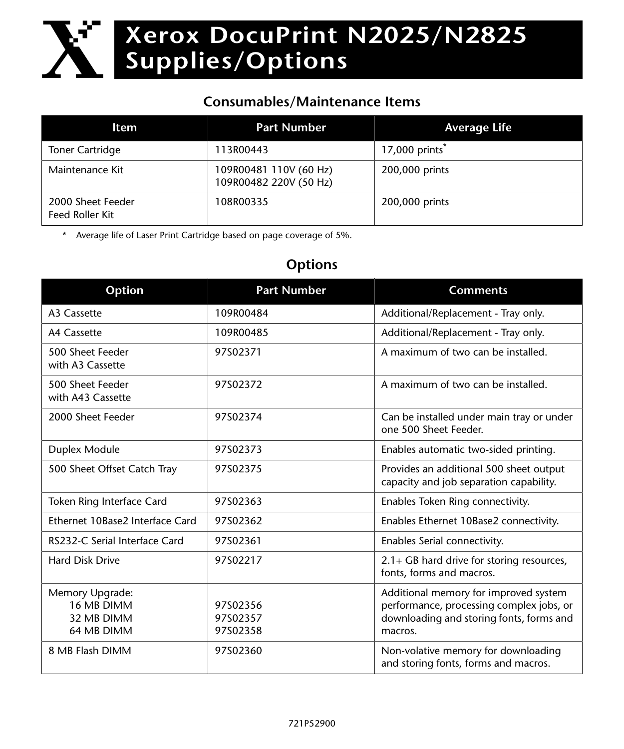# Xerox DocuPrint N2025/N2825 Supplies/Options

## Consumables/Maintenance Items

| Item | Part Number | Average Life |
|---|---|---|
| Toner Cartridge | 113R00443 | 17,000 prints* |
| Maintenance Kit | 109R00481 110V (60 Hz)<br>109R00482 220V (50 Hz) | 200,000 prints |
| 2000 Sheet Feeder<br>Feed Roller Kit | 108R00335 | 200,000 prints |

\* Average life of Laser Print Cartridge based on page coverage of 5%.

## Options

| Option | Part Number | Comments |
|---|---|---|
| A3 Cassette | 109R00484 | Additional/Replacement - Tray only. |
| A4 Cassette | 109R00485 | Additional/Replacement - Tray only. |
| 500 Sheet Feeder<br>with A3 Cassette | 97S02371 | A maximum of two can be installed. |
| 500 Sheet Feeder<br>with A43 Cassette | 97S02372 | A maximum of two can be installed. |
| 2000 Sheet Feeder | 97S02374 | Can be installed under main tray or under one 500 Sheet Feeder. |
| Duplex Module | 97S02373 | Enables automatic two-sided printing. |
| 500 Sheet Offset Catch Tray | 97S02375 | Provides an additional 500 sheet output capacity and job separation capability. |
| Token Ring Interface Card | 97S02363 | Enables Token Ring connectivity. |
| Ethernet 10Base2 Interface Card | 97S02362 | Enables Ethernet 10Base2 connectivity. |
| RS232-C Serial Interface Card | 97S02361 | Enables Serial connectivity. |
| Hard Disk Drive | 97S02217 | 2.1+ GB hard drive for storing resources, fonts, forms and macros. |
| Memory Upgrade:<br>16 MB DIMM<br>32 MB DIMM<br>64 MB DIMM | <br>97S02356<br>97S02357<br>97S02358 | Additional memory for improved system performance, processing complex jobs, or downloading and storing fonts, forms and macros. |
| 8 MB Flash DIMM | 97S02360 | Non-volative memory for downloading and storing fonts, forms and macros. |

721P52900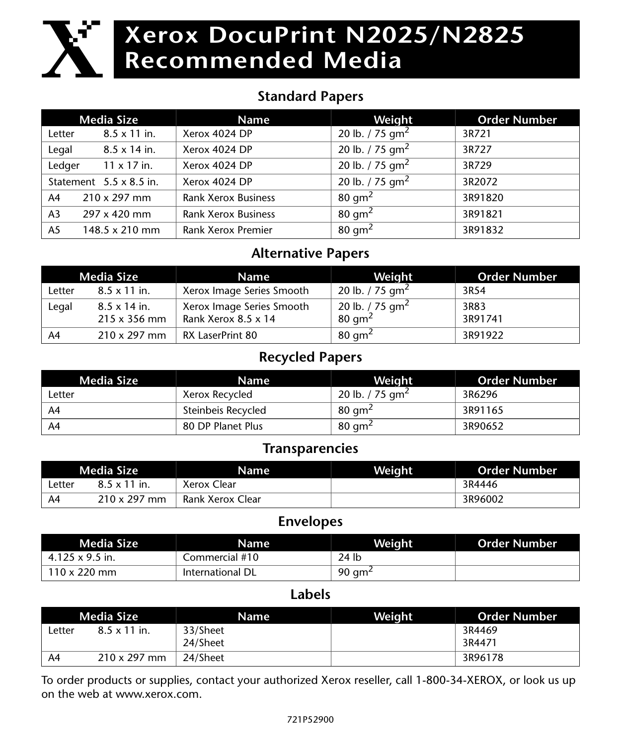# Xerox DocuPrint N2025/N2825 Recommended Media

## Standard Papers

| Media Size | Name | Weight | Order Number |
|---|---|---|---|
| Letter 8.5 x 11 in. | Xerox 4024 DP | 20 lb. / 75 $gm^2$ | 3R721 |
| Legal 8.5 x 14 in. | Xerox 4024 DP | 20 lb. / 75 $gm^2$ | 3R727 |
| Ledger 11 x 17 in. | Xerox 4024 DP | 20 lb. / 75 $gm^2$ | 3R729 |
| Statement 5.5 x 8.5 in. | Xerox 4024 DP | 20 lb. / 75 $gm^2$ | 3R2072 |
| A4 210 x 297 mm | Rank Xerox Business | 80 $gm^2$ | 3R91820 |
| A3 297 x 420 mm | Rank Xerox Business | 80 $gm^2$ | 3R91821 |
| A5 148.5 x 210 mm | Rank Xerox Premier | 80 $gm^2$ | 3R91832 |

## Alternative Papers

| Media Size | Name | Weight | Order Number |
|---|---|---|---|
| Letter 8.5 x 11 in. | Xerox Image Series Smooth | 20 lb. / 75 $gm^2$ | 3R54 |
| Legal 8.5 x 14 in.<br>215 x 356 mm | Xerox Image Series Smooth<br>Rank Xerox 8.5 x 14 | 20 lb. / 75 $gm^2$<br>80 $gm^2$ | 3R83<br>3R91741 |
| A4 210 x 297 mm | RX LaserPrint 80 | 80 $gm^2$ | 3R91922 |

## Recycled Papers

| Media Size | Name | Weight | Order Number |
|---|---|---|---|
| Letter | Xerox Recycled | 20 lb. / 75 $gm^2$ | 3R6296 |
| A4 | Steinbeis Recycled | 80 $gm^2$ | 3R91165 |
| A4 | 80 DP Planet Plus | 80 $gm^2$ | 3R90652 |

## Transparencies

| Media Size | Name | Weight | Order Number |
|---|---|---|---|
| Letter 8.5 x 11 in. | Xerox Clear | | 3R4446 |
| A4 210 x 297 mm | Rank Xerox Clear | | 3R96002 |

## Envelopes

| Media Size | Name | Weight | Order Number |
|---|---|---|---|
| 4.125 x 9.5 in. | Commercial #10 | 24 lb | |
| 110 x 220 mm | International DL | 90 $gm^2$ | |

## Labels

| Media Size | Name | Weight | Order Number |
|---|---|---|---|
| Letter 8.5 x 11 in. | 33/Sheet<br>24/Sheet | | 3R4469<br>3R4471 |
| A4 210 x 297 mm | 24/Sheet | | 3R96178 |

To order products or supplies, contact your authorized Xerox reseller, call 1-800-34-XEROX, or look us up on the web at www.xerox.com.

721P52900